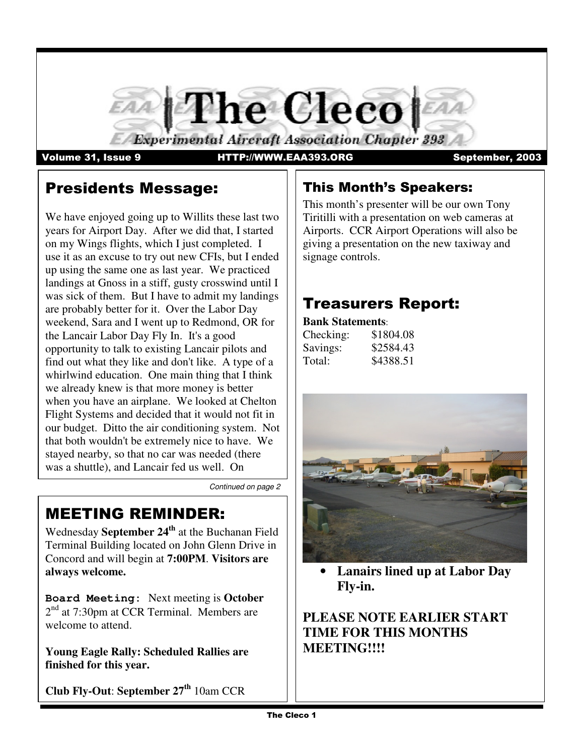# The Cleco

Experimental Aircraft Association Chapter 393

Volume 31, Issue 9 HTTP://WWW.EAA393.ORG September, 2003

## Presidents Message:

We have enjoyed going up to Willits these last two years for Airport Day. After we did that, I started on my Wings flights, which I just completed. I use it as an excuse to try out new CFIs, but I ended up using the same one as last year. We practiced landings at Gnoss in a stiff, gusty crosswind until I was sick of them. But I have to admit my landings are probably better for it. Over the Labor Day weekend, Sara and I went up to Redmond, OR for the Lancair Labor Day Fly In. It's a good opportunity to talk to existing Lancair pilots and find out what they like and don't like. A type of a whirlwind education. One main thing that I think we already knew is that more money is better when you have an airplane. We looked at Chelton Flight Systems and decided that it would not fit in our budget. Ditto the air conditioning system. Not that both wouldn't be extremely nice to have. We stayed nearby, so that no car was needed (there was a shuttle), and Lancair fed us well. On

*Continued on page 2*

## MEETING REMINDER:

Wednesday **September 24th** at the Buchanan Field Terminal Building located on John Glenn Drive in Concord and will begin at **7:00PM**. **Visitors are always welcome.**

**Board Meeting:** Next meeting is **October** 2nd at 7:30pm at CCR Terminal. Members are welcome to attend.

**Young Eagle Rally: Scheduled Rallies are finished for this year.**

**Club Fly-Out**: **September 27th** 10am CCR

## This Month's Speakers:

This month's presenter will be our own Tony Tiritilli with a presentation on web cameras at Airports. CCR Airport Operations will also be giving a presentation on the new taxiway and signage controls.

## Treasurers Report:

**Bank Statements**:

| | |
|---|---|
| Checking: | $1804.08 |
| Savings: | $2584.43 |
| Total: | $4388.51 |

- **Lanairs lined up at Labor Day Fly-in.**

**PLEASE NOTE EARLIER START TIME FOR THIS MONTHS MEETING!!!!**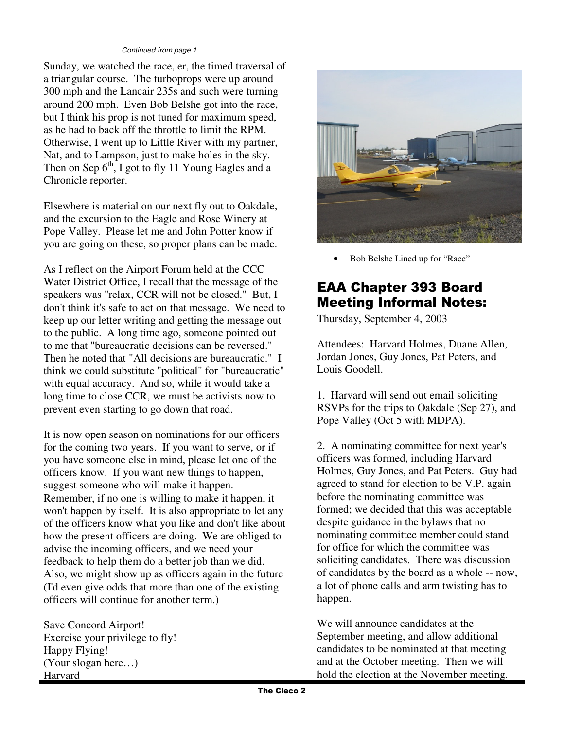*Continued from page 1*

Sunday, we watched the race, er, the timed traversal of a triangular course. The turboprops were up around 300 mph and the Lancair 235s and such were turning around 200 mph. Even Bob Belshe got into the race, but I think his prop is not tuned for maximum speed, as he had to back off the throttle to limit the RPM. Otherwise, I went up to Little River with my partner, Nat, and to Lampson, just to make holes in the sky. Then on Sep 6th, I got to fly 11 Young Eagles and a Chronicle reporter.

Elsewhere is material on our next fly out to Oakdale, and the excursion to the Eagle and Rose Winery at Pope Valley. Please let me and John Potter know if you are going on these, so proper plans can be made.

As I reflect on the Airport Forum held at the CCC Water District Office, I recall that the message of the speakers was "relax, CCR will not be closed." But, I don't think it's safe to act on that message. We need to keep up our letter writing and getting the message out to the public. A long time ago, someone pointed out to me that "bureaucratic decisions can be reversed." Then he noted that "All decisions are bureaucratic." I think we could substitute "political" for "bureaucratic" with equal accuracy. And so, while it would take a long time to close CCR, we must be activists now to prevent even starting to go down that road.

It is now open season on nominations for our officers for the coming two years. If you want to serve, or if you have someone else in mind, please let one of the officers know. If you want new things to happen, suggest someone who will make it happen. Remember, if no one is willing to make it happen, it won't happen by itself. It is also appropriate to let any of the officers know what you like and don't like about how the present officers are doing. We are obliged to advise the incoming officers, and we need your feedback to help them do a better job than we did. Also, we might show up as officers again in the future (I'd even give odds that more than one of the existing officers will continue for another term.)

Save Concord Airport!
Exercise your privilege to fly!
Happy Flying!
(Your slogan here…)
Harvard

- Bob Belshe Lined up for "Race"

## EAA Chapter 393 Board Meeting Informal Notes:

Thursday, September 4, 2003

Attendees: Harvard Holmes, Duane Allen, Jordan Jones, Guy Jones, Pat Peters, and Louis Goodell.

1. Harvard will send out email soliciting RSVPs for the trips to Oakdale (Sep 27), and Pope Valley (Oct 5 with MDPA).

2. A nominating committee for next year's officers was formed, including Harvard Holmes, Guy Jones, and Pat Peters. Guy had agreed to stand for election to be V.P. again before the nominating committee was formed; we decided that this was acceptable despite guidance in the bylaws that no nominating committee member could stand for office for which the committee was soliciting candidates. There was discussion of candidates by the board as a whole -- now, a lot of phone calls and arm twisting has to happen.

We will announce candidates at the September meeting, and allow additional candidates to be nominated at that meeting and at the October meeting. Then we will hold the election at the November meeting.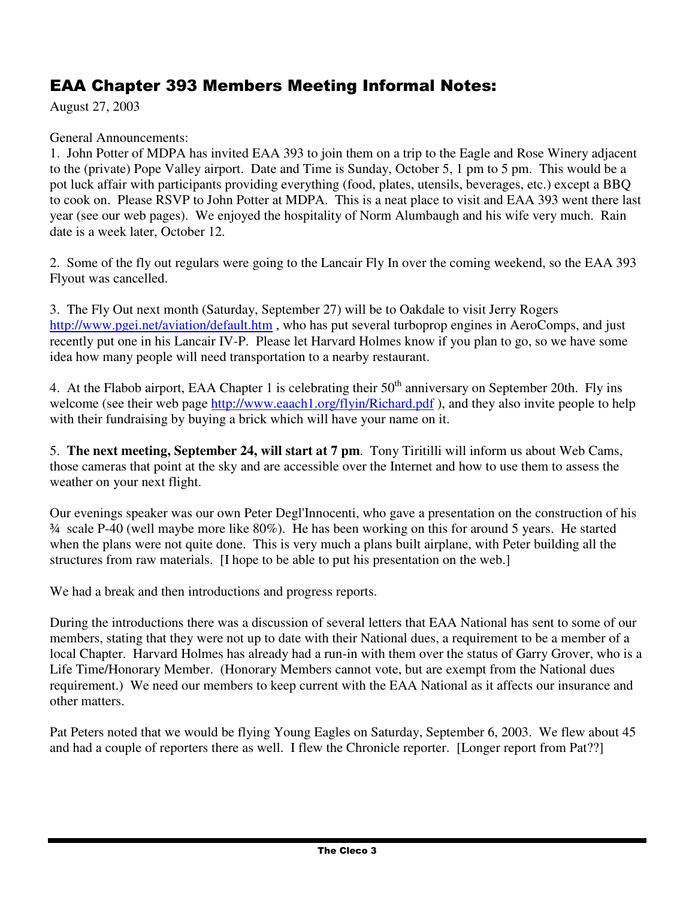## EAA Chapter 393 Members Meeting Informal Notes:

August 27, 2003

General Announcements:

1. John Potter of MDPA has invited EAA 393 to join them on a trip to the Eagle and Rose Winery adjacent to the (private) Pope Valley airport. Date and Time is Sunday, October 5, 1 pm to 5 pm. This would be a pot luck affair with participants providing everything (food, plates, utensils, beverages, etc.) except a BBQ to cook on. Please RSVP to John Potter at MDPA. This is a neat place to visit and EAA 393 went there last year (see our web pages). We enjoyed the hospitality of Norm Alumbaugh and his wife very much. Rain date is a week later, October 12.

2. Some of the fly out regulars were going to the Lancair Fly In over the coming weekend, so the EAA 393 Flyout was cancelled.

3. The Fly Out next month (Saturday, September 27) will be to Oakdale to visit Jerry Rogers http://www.pgei.net/aviation/default.htm , who has put several turboprop engines in AeroComps, and just recently put one in his Lancair IV-P. Please let Harvard Holmes know if you plan to go, so we have some idea how many people will need transportation to a nearby restaurant.

4. At the Flabob airport, EAA Chapter 1 is celebrating their 50th anniversary on September 20th. Fly ins welcome (see their web page http://www.eaach1.org/flyin/Richard.pdf ), and they also invite people to help with their fundraising by buying a brick which will have your name on it.

5. **The next meeting, September 24, will start at 7 pm**. Tony Tiritilli will inform us about Web Cams, those cameras that point at the sky and are accessible over the Internet and how to use them to assess the weather on your next flight.

Our evenings speaker was our own Peter Degl'Innocenti, who gave a presentation on the construction of his ¾ scale P-40 (well maybe more like 80%). He has been working on this for around 5 years. He started when the plans were not quite done. This is very much a plans built airplane, with Peter building all the structures from raw materials. [I hope to be able to put his presentation on the web.]

We had a break and then introductions and progress reports.

During the introductions there was a discussion of several letters that EAA National has sent to some of our members, stating that they were not up to date with their National dues, a requirement to be a member of a local Chapter. Harvard Holmes has already had a run-in with them over the status of Garry Grover, who is a Life Time/Honorary Member. (Honorary Members cannot vote, but are exempt from the National dues requirement.) We need our members to keep current with the EAA National as it affects our insurance and other matters.

Pat Peters noted that we would be flying Young Eagles on Saturday, September 6, 2003. We flew about 45 and had a couple of reporters there as well. I flew the Chronicle reporter. [Longer report from Pat??]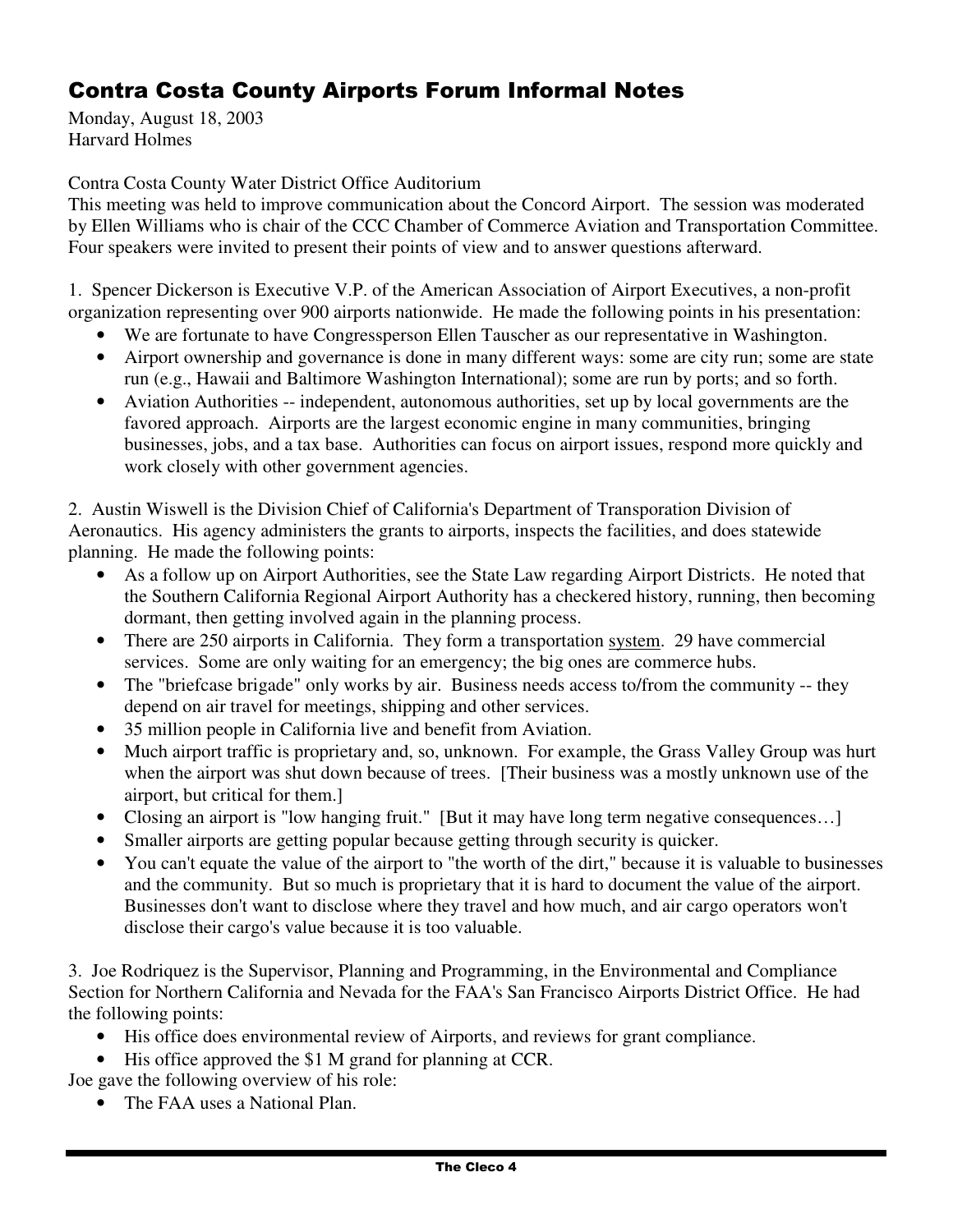## Contra Costa County Airports Forum Informal Notes

Monday, August 18, 2003
Harvard Holmes

Contra Costa County Water District Office Auditorium
This meeting was held to improve communication about the Concord Airport. The session was moderated by Ellen Williams who is chair of the CCC Chamber of Commerce Aviation and Transportation Committee. Four speakers were invited to present their points of view and to answer questions afterward.

1. Spencer Dickerson is Executive V.P. of the American Association of Airport Executives, a non-profit organization representing over 900 airports nationwide. He made the following points in his presentation:
   - We are fortunate to have Congressperson Ellen Tauscher as our representative in Washington.
   - Airport ownership and governance is done in many different ways: some are city run; some are state run (e.g., Hawaii and Baltimore Washington International); some are run by ports; and so forth.
   - Aviation Authorities -- independent, autonomous authorities, set up by local governments are the favored approach. Airports are the largest economic engine in many communities, bringing businesses, jobs, and a tax base. Authorities can focus on airport issues, respond more quickly and work closely with other government agencies.

2. Austin Wiswell is the Division Chief of California's Department of Transporation Division of Aeronautics. His agency administers the grants to airports, inspects the facilities, and does statewide planning. He made the following points:
   - As a follow up on Airport Authorities, see the State Law regarding Airport Districts. He noted that the Southern California Regional Airport Authority has a checkered history, running, then becoming dormant, then getting involved again in the planning process.
   - There are 250 airports in California. They form a transportation <u>system</u>. 29 have commercial services. Some are only waiting for an emergency; the big ones are commerce hubs.
   - The "briefcase brigade" only works by air. Business needs access to/from the community -- they depend on air travel for meetings, shipping and other services.
   - 35 million people in California live and benefit from Aviation.
   - Much airport traffic is proprietary and, so, unknown. For example, the Grass Valley Group was hurt when the airport was shut down because of trees. [Their business was a mostly unknown use of the airport, but critical for them.]
   - Closing an airport is "low hanging fruit." [But it may have long term negative consequences…]
   - Smaller airports are getting popular because getting through security is quicker.
   - You can't equate the value of the airport to "the worth of the dirt," because it is valuable to businesses and the community. But so much is proprietary that it is hard to document the value of the airport. Businesses don't want to disclose where they travel and how much, and air cargo operators won't disclose their cargo's value because it is too valuable.

3. Joe Rodriquez is the Supervisor, Planning and Programming, in the Environmental and Compliance Section for Northern California and Nevada for the FAA's San Francisco Airports District Office. He had the following points:
   - His office does environmental review of Airports, and reviews for grant compliance.
   - His office approved the $1 M grand for planning at CCR.

Joe gave the following overview of his role:

- The FAA uses a National Plan.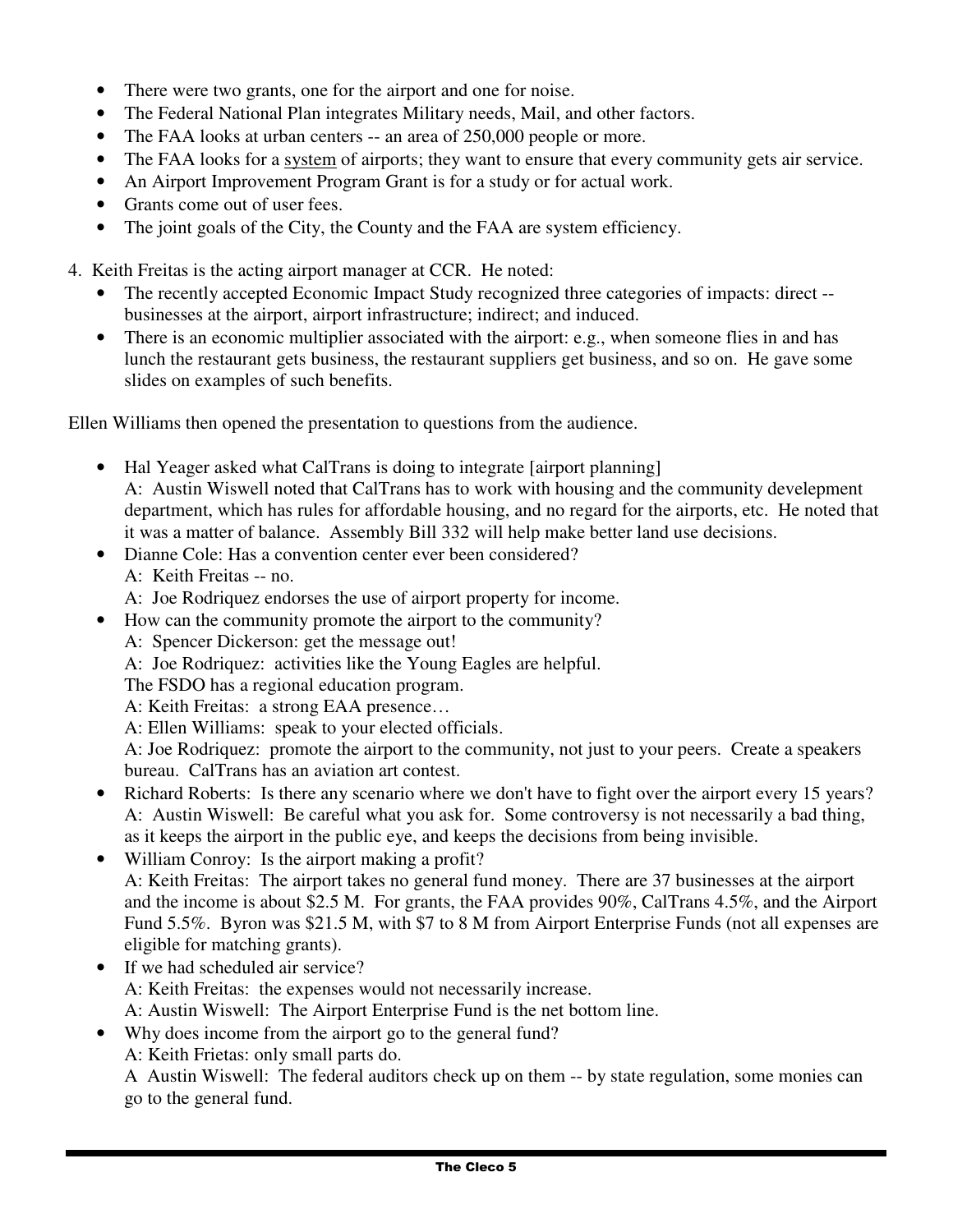- There were two grants, one for the airport and one for noise.
- The Federal National Plan integrates Military needs, Mail, and other factors.
- The FAA looks at urban centers -- an area of 250,000 people or more.
- The FAA looks for a system of airports; they want to ensure that every community gets air service.
- An Airport Improvement Program Grant is for a study or for actual work.
- Grants come out of user fees.
- The joint goals of the City, the County and the FAA are system efficiency.

4. Keith Freitas is the acting airport manager at CCR. He noted:
   - The recently accepted Economic Impact Study recognized three categories of impacts: direct -- businesses at the airport, airport infrastructure; indirect; and induced.
   - There is an economic multiplier associated with the airport: e.g., when someone flies in and has lunch the restaurant gets business, the restaurant suppliers get business, and so on. He gave some slides on examples of such benefits.

Ellen Williams then opened the presentation to questions from the audience.

- Hal Yeager asked what CalTrans is doing to integrate [airport planning]
  A: Austin Wiswell noted that CalTrans has to work with housing and the community development department, which has rules for affordable housing, and no regard for the airports, etc. He noted that it was a matter of balance. Assembly Bill 332 will help make better land use decisions.
- Dianne Cole: Has a convention center ever been considered?
  A: Keith Freitas -- no.
  A: Joe Rodriquez endorses the use of airport property for income.
- How can the community promote the airport to the community?
  A: Spencer Dickerson: get the message out!
  A: Joe Rodriquez: activities like the Young Eagles are helpful.
  The FSDO has a regional education program.
  A: Keith Freitas: a strong EAA presence…
  A: Ellen Williams: speak to your elected officials.
  A: Joe Rodriquez: promote the airport to the community, not just to your peers. Create a speakers bureau. CalTrans has an aviation art contest.
- Richard Roberts: Is there any scenario where we don't have to fight over the airport every 15 years?
  A: Austin Wiswell: Be careful what you ask for. Some controversy is not necessarily a bad thing, as it keeps the airport in the public eye, and keeps the decisions from being invisible.
- William Conroy: Is the airport making a profit?
  A: Keith Freitas: The airport takes no general fund money. There are 37 businesses at the airport and the income is about $2.5 M. For grants, the FAA provides 90%, CalTrans 4.5%, and the Airport Fund 5.5%. Byron was $21.5 M, with $7 to 8 M from Airport Enterprise Funds (not all expenses are eligible for matching grants).
- If we had scheduled air service?
  A: Keith Freitas: the expenses would not necessarily increase.
  A: Austin Wiswell: The Airport Enterprise Fund is the net bottom line.
- Why does income from the airport go to the general fund?
  A: Keith Frietas: only small parts do.
  A Austin Wiswell: The federal auditors check up on them -- by state regulation, some monies can go to the general fund.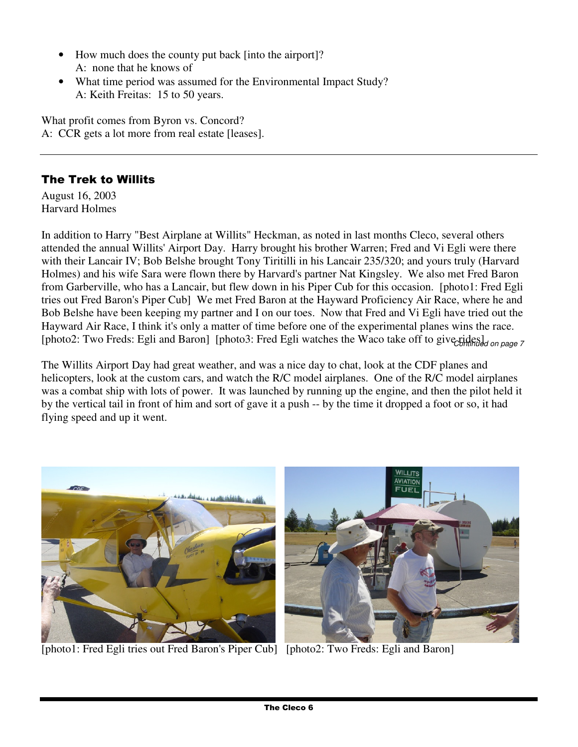- How much does the county put back [into the airport]?
  A: none that he knows of
- What time period was assumed for the Environmental Impact Study?
  A: Keith Freitas: 15 to 50 years.

What profit comes from Byron vs. Concord?
A: CCR gets a lot more from real estate [leases].

---

## The Trek to Willits

August 16, 2003
Harvard Holmes

In addition to Harry "Best Airplane at Willits" Heckman, as noted in last months Cleco, several others attended the annual Willits' Airport Day. Harry brought his brother Warren; Fred and Vi Egli were there with their Lancair IV; Bob Belshe brought Tony Tiritilli in his Lancair 235/320; and yours truly (Harvard Holmes) and his wife Sara were flown there by Harvard's partner Nat Kingsley. We also met Fred Baron from Garberville, who has a Lancair, but flew down in his Piper Cub for this occasion. [photo1: Fred Egli tries out Fred Baron's Piper Cub] We met Fred Baron at the Hayward Proficiency Air Race, where he and Bob Belshe have been keeping my partner and I on our toes. Now that Fred and Vi Egli have tried out the Hayward Air Race, I think it's only a matter of time before one of the experimental planes wins the race. [photo2: Two Freds: Egli and Baron] [photo3: Fred Egli watches the Waco take off to give rides]

*Continued on page 7*

The Willits Airport Day had great weather, and was a nice day to chat, look at the CDF planes and helicopters, look at the custom cars, and watch the R/C model airplanes. One of the R/C model airplanes was a combat ship with lots of power. It was launched by running up the engine, and then the pilot held it by the vertical tail in front of him and sort of gave it a push -- by the time it dropped a foot or so, it had flying speed and up it went.

[photo1: Fred Egli tries out Fred Baron's Piper Cub]

[photo2: Two Freds: Egli and Baron]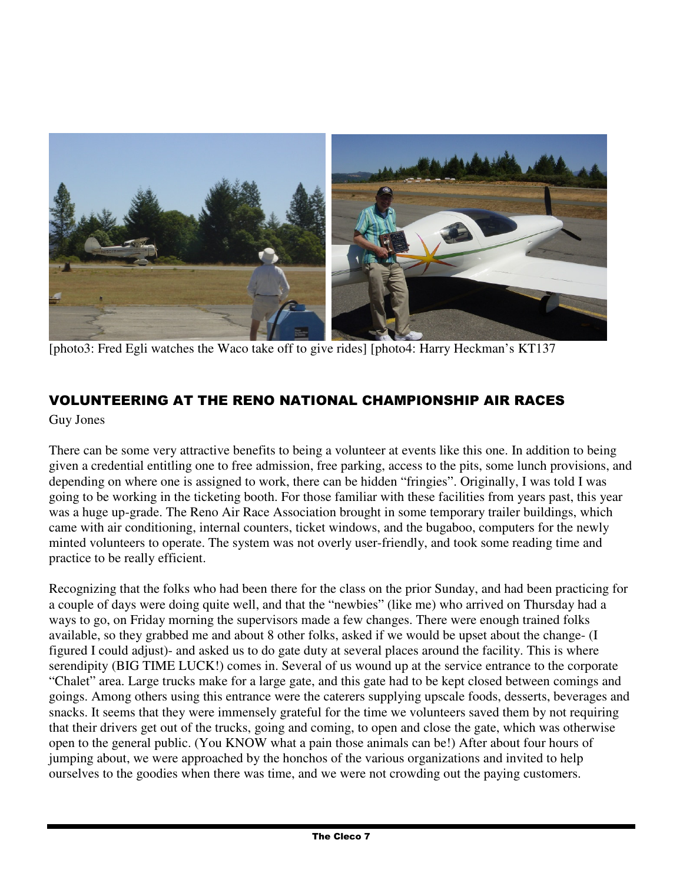[photo3: Fred Egli watches the Waco take off to give rides] [photo4: Harry Heckman's KT137

## VOLUNTEERING AT THE RENO NATIONAL CHAMPIONSHIP AIR RACES

Guy Jones

There can be some very attractive benefits to being a volunteer at events like this one. In addition to being given a credential entitling one to free admission, free parking, access to the pits, some lunch provisions, and depending on where one is assigned to work, there can be hidden "fringies". Originally, I was told I was going to be working in the ticketing booth. For those familiar with these facilities from years past, this year was a huge up-grade. The Reno Air Race Association brought in some temporary trailer buildings, which came with air conditioning, internal counters, ticket windows, and the bugaboo, computers for the newly minted volunteers to operate. The system was not overly user-friendly, and took some reading time and practice to be really efficient.

Recognizing that the folks who had been there for the class on the prior Sunday, and had been practicing for a couple of days were doing quite well, and that the "newbies" (like me) who arrived on Thursday had a ways to go, on Friday morning the supervisors made a few changes. There were enough trained folks available, so they grabbed me and about 8 other folks, asked if we would be upset about the change- (I figured I could adjust)- and asked us to do gate duty at several places around the facility. This is where serendipity (BIG TIME LUCK!) comes in. Several of us wound up at the service entrance to the corporate "Chalet" area. Large trucks make for a large gate, and this gate had to be kept closed between comings and goings. Among others using this entrance were the caterers supplying upscale foods, desserts, beverages and snacks. It seems that they were immensely grateful for the time we volunteers saved them by not requiring that their drivers get out of the trucks, going and coming, to open and close the gate, which was otherwise open to the general public. (You KNOW what a pain those animals can be!) After about four hours of jumping about, we were approached by the honchos of the various organizations and invited to help ourselves to the goodies when there was time, and we were not crowding out the paying customers.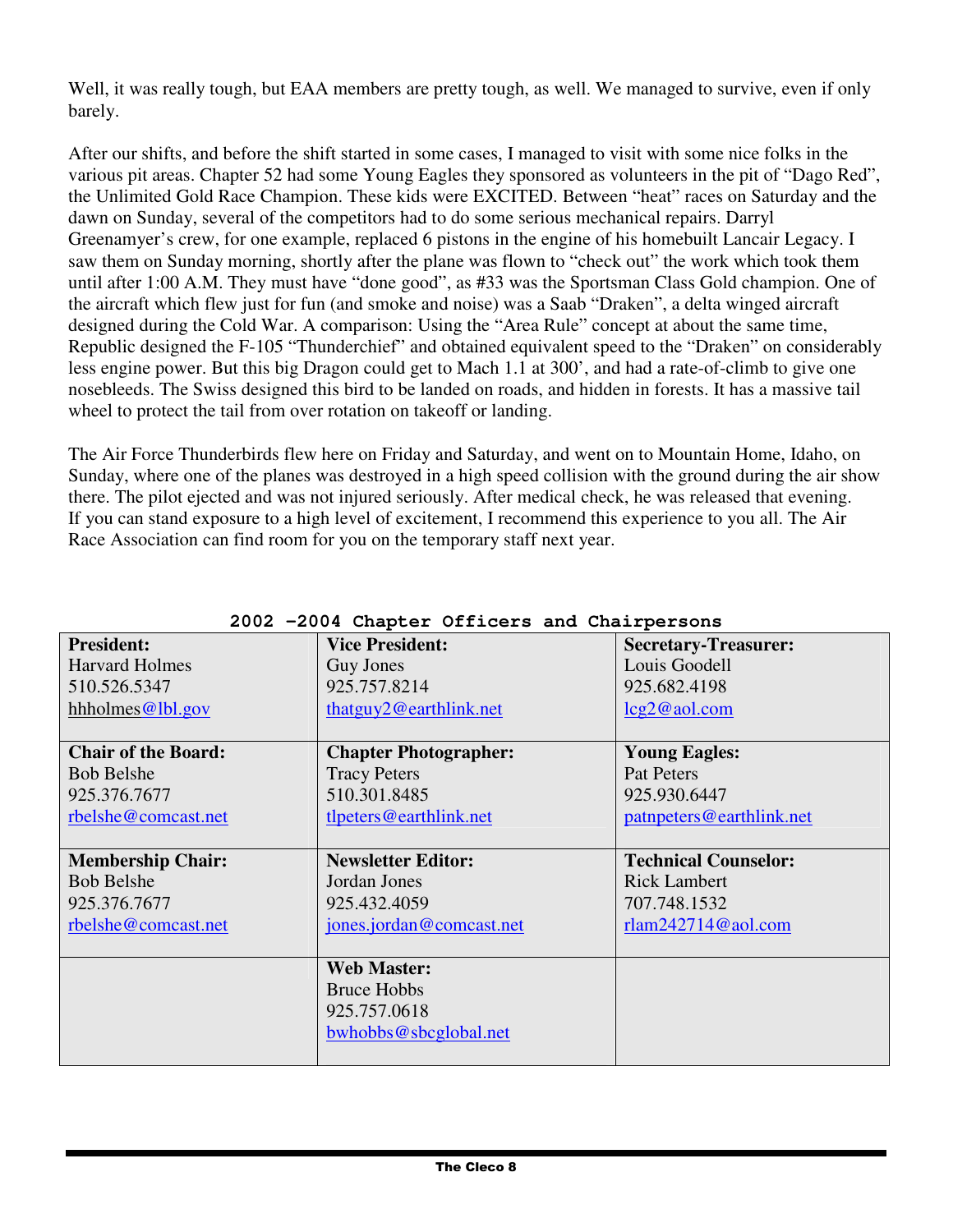Well, it was really tough, but EAA members are pretty tough, as well. We managed to survive, even if only barely.

After our shifts, and before the shift started in some cases, I managed to visit with some nice folks in the various pit areas. Chapter 52 had some Young Eagles they sponsored as volunteers in the pit of “Dago Red”, the Unlimited Gold Race Champion. These kids were EXCITED. Between “heat” races on Saturday and the dawn on Sunday, several of the competitors had to do some serious mechanical repairs. Darryl Greenamyer’s crew, for one example, replaced 6 pistons in the engine of his homebuilt Lancair Legacy. I saw them on Sunday morning, shortly after the plane was flown to “check out” the work which took them until after 1:00 A.M. They must have “done good”, as #33 was the Sportsman Class Gold champion. One of the aircraft which flew just for fun (and smoke and noise) was a Saab “Draken”, a delta winged aircraft designed during the Cold War. A comparison: Using the “Area Rule” concept at about the same time, Republic designed the F-105 “Thunderchief” and obtained equivalent speed to the “Draken” on considerably less engine power. But this big Dragon could get to Mach 1.1 at 300’, and had a rate-of-climb to give one nosebleeds. The Swiss designed this bird to be landed on roads, and hidden in forests. It has a massive tail wheel to protect the tail from over rotation on takeoff or landing.

The Air Force Thunderbirds flew here on Friday and Saturday, and went on to Mountain Home, Idaho, on Sunday, where one of the planes was destroyed in a high speed collision with the ground during the air show there. The pilot ejected and was not injured seriously. After medical check, he was released that evening. If you can stand exposure to a high level of excitement, I recommend this experience to you all. The Air Race Association can find room for you on the temporary staff next year.

## 2002 –2004 Chapter Officers and Chairpersons

| | | |
|---|---|---|
| **President:**<br>Harvard Holmes<br>510.526.5347<br>hhholmes@lbl.gov | **Vice President:**<br>Guy Jones<br>925.757.8214<br>thatguy2@earthlink.net | **Secretary-Treasurer:**<br>Louis Goodell<br>925.682.4198<br>lcg2@aol.com |
| **Chair of the Board:**<br>Bob Belshe<br>925.376.7677<br>rbelshe@comcast.net | **Chapter Photographer:**<br>Tracy Peters<br>510.301.8485<br>tlpeters@earthlink.net | **Young Eagles:**<br>Pat Peters<br>925.930.6447<br>patnpeters@earthlink.net |
| **Membership Chair:**<br>Bob Belshe<br>925.376.7677<br>rbelshe@comcast.net | **Newsletter Editor:**<br>Jordan Jones<br>925.432.4059<br>jones.jordan@comcast.net | **Technical Counselor:**<br>Rick Lambert<br>707.748.1532<br>rlam242714@aol.com |
| | **Web Master:**<br>Bruce Hobbs<br>925.757.0618<br>bwhobbs@sbcglobal.net | |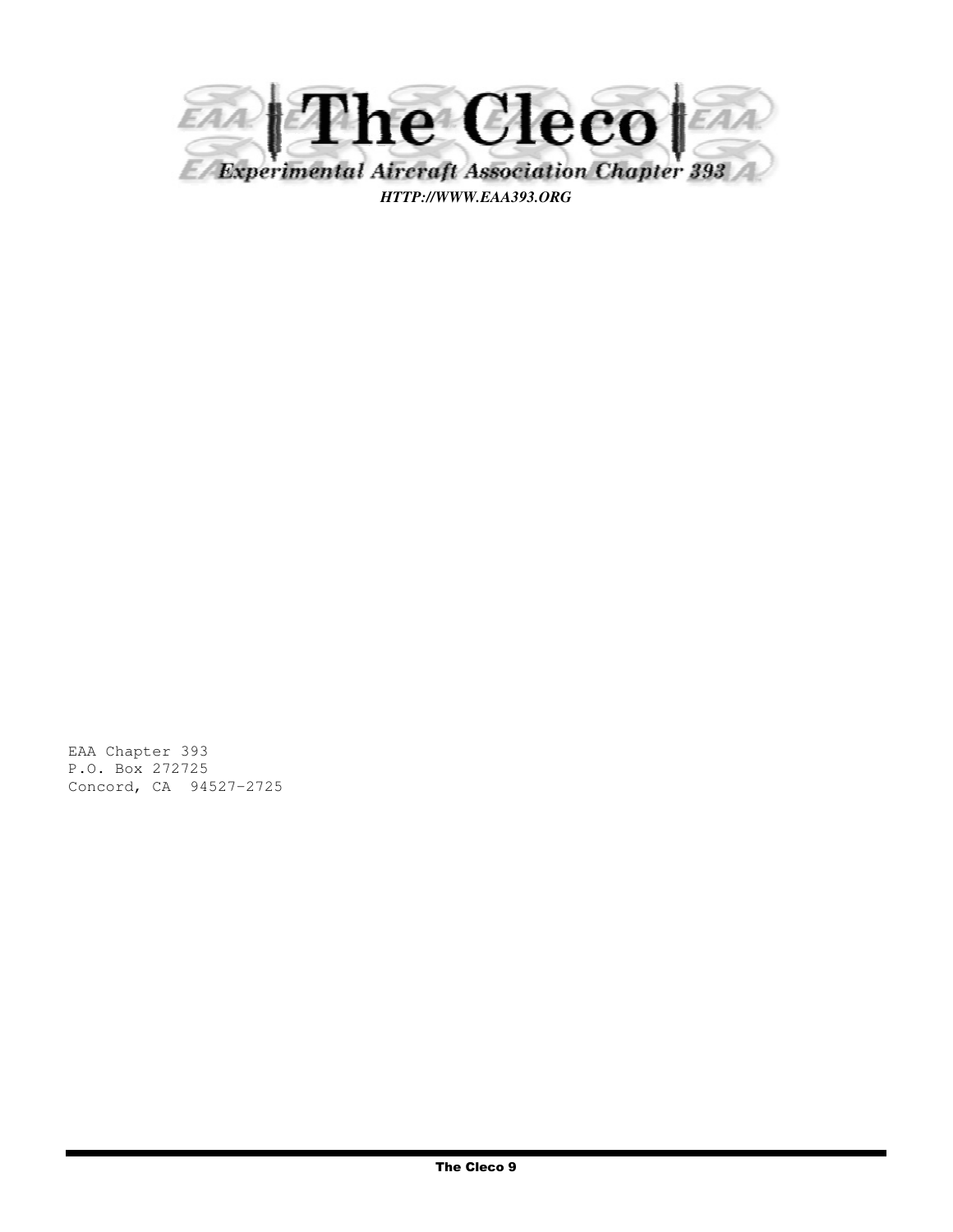# The Cleco

**Experimental Aircraft Association Chapter 393**

***HTTP://WWW.EAA393.ORG***

EAA Chapter 393
P.O. Box 272725
Concord, CA  94527-2725